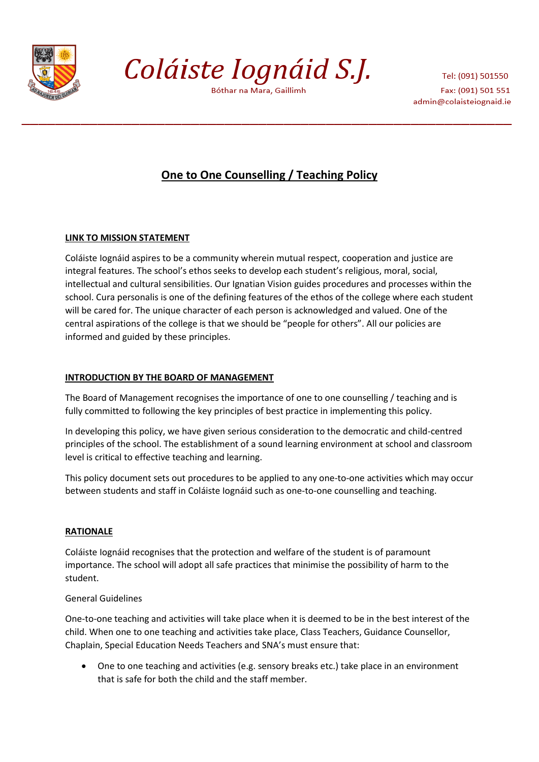# Coláiste Iognáid S.J.

Bóthar na Mara, Gaillimh

Tel: (091) 501550
Fax: (091) 501 551
admin@colaisteiognaid.ie

## One to One Counselling / Teaching Policy

### LINK TO MISSION STATEMENT

Coláiste Iognáid aspires to be a community wherein mutual respect, cooperation and justice are integral features. The school's ethos seeks to develop each student's religious, moral, social, intellectual and cultural sensibilities. Our Ignatian Vision guides procedures and processes within the school. Cura personalis is one of the defining features of the ethos of the college where each student will be cared for. The unique character of each person is acknowledged and valued. One of the central aspirations of the college is that we should be "people for others". All our policies are informed and guided by these principles.

### INTRODUCTION BY THE BOARD OF MANAGEMENT

The Board of Management recognises the importance of one to one counselling / teaching and is fully committed to following the key principles of best practice in implementing this policy.

In developing this policy, we have given serious consideration to the democratic and child-centred principles of the school. The establishment of a sound learning environment at school and classroom level is critical to effective teaching and learning.

This policy document sets out procedures to be applied to any one-to-one activities which may occur between students and staff in Coláiste Iognáid such as one-to-one counselling and teaching.

### RATIONALE

Coláiste Iognáid recognises that the protection and welfare of the student is of paramount importance. The school will adopt all safe practices that minimise the possibility of harm to the student.

General Guidelines

One-to-one teaching and activities will take place when it is deemed to be in the best interest of the child. When one to one teaching and activities take place, Class Teachers, Guidance Counsellor, Chaplain, Special Education Needs Teachers and SNA's must ensure that:

- One to one teaching and activities (e.g. sensory breaks etc.) take place in an environment that is safe for both the child and the staff member.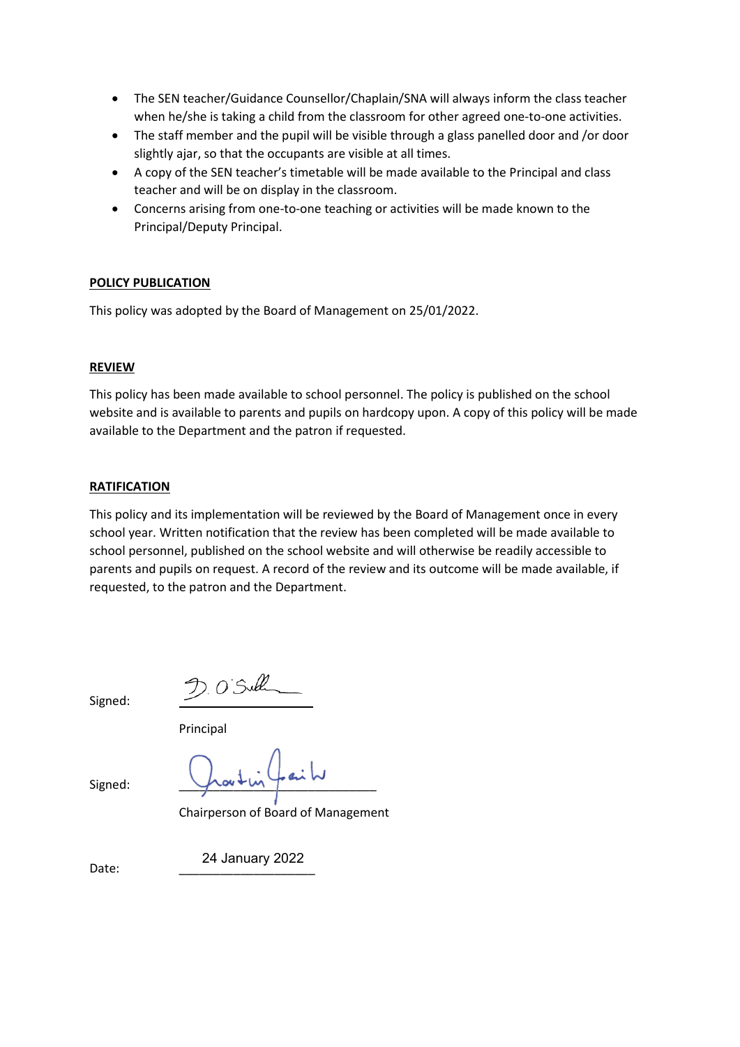- The SEN teacher/Guidance Counsellor/Chaplain/SNA will always inform the class teacher when he/she is taking a child from the classroom for other agreed one-to-one activities.
- The staff member and the pupil will be visible through a glass panelled door and /or door slightly ajar, so that the occupants are visible at all times.
- A copy of the SEN teacher's timetable will be made available to the Principal and class teacher and will be on display in the classroom.
- Concerns arising from one-to-one teaching or activities will be made known to the Principal/Deputy Principal.

**POLICY PUBLICATION**

This policy was adopted by the Board of Management on 25/01/2022.

**REVIEW**

This policy has been made available to school personnel. The policy is published on the school website and is available to parents and pupils on hardcopy upon. A copy of this policy will be made available to the Department and the patron if requested.

**RATIFICATION**

This policy and its implementation will be reviewed by the Board of Management once in every school year. Written notification that the review has been completed will be made available to school personnel, published on the school website and will otherwise be readily accessible to parents and pupils on request. A record of the review and its outcome will be made available, if requested, to the patron and the Department.

Signed: D. O'Sull

Principal

Signed: Fortin Faih

Chairperson of Board of Management

Date: 24 January 2022